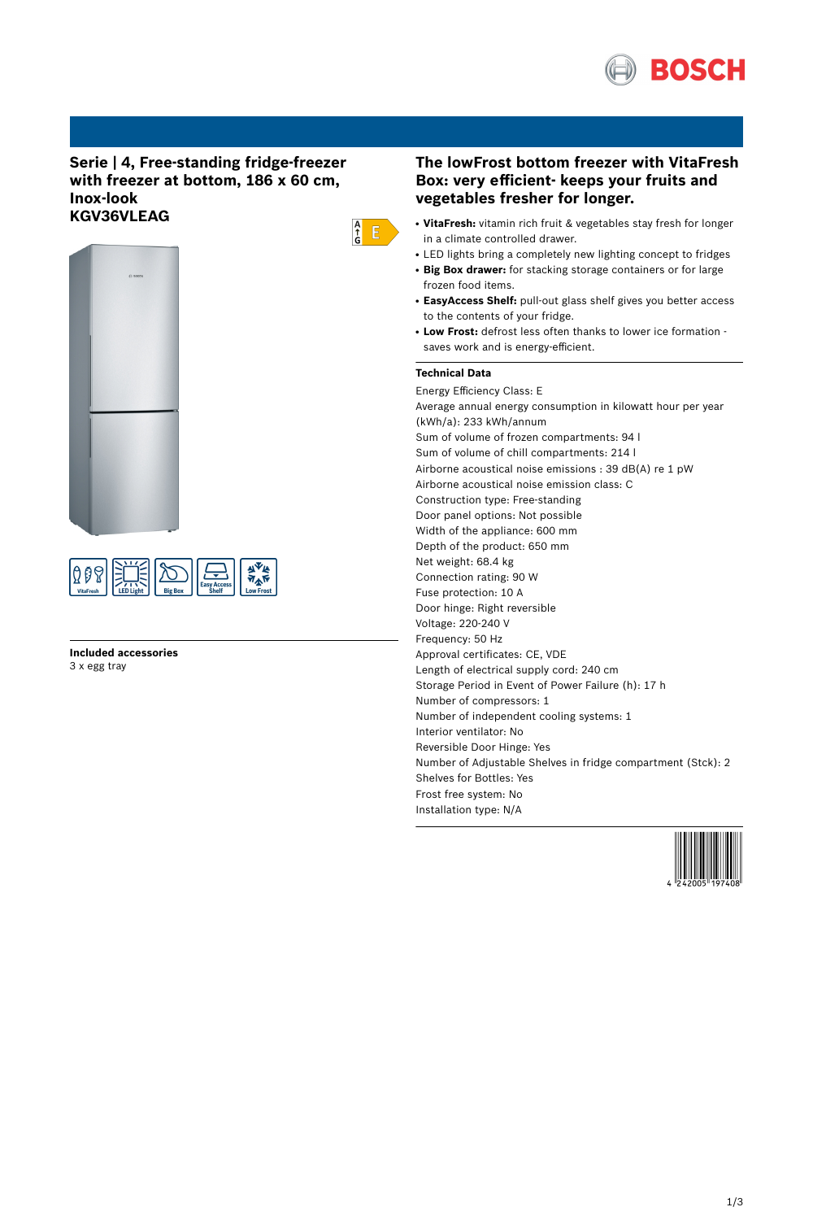# Serie | 4, Free-standing fridge-freezer with freezer at bottom, 186 x 60 cm, Inox-look
## KGV36VLEAG

VitaFresh | LED Light | Big Box | Easy Access Shelf | Low Frost

### Included accessories

3 x egg tray

## The lowFrost bottom freezer with VitaFresh Box: very efficient- keeps your fruits and vegetables fresher for longer.

- **VitaFresh:** vitamin rich fruit & vegetables stay fresh for longer in a climate controlled drawer.
- LED lights bring a completely new lighting concept to fridges
- **Big Box drawer:** for stacking storage containers or for large frozen food items.
- **EasyAccess Shelf:** pull-out glass shelf gives you better access to the contents of your fridge.
- **Low Frost:** defrost less often thanks to lower ice formation - saves work and is energy-efficient.

### Technical Data

Energy Efficiency Class: E
Average annual energy consumption in kilowatt hour per year (kWh/a): 233 kWh/annum
Sum of volume of frozen compartments: 94 l
Sum of volume of chill compartments: 214 l
Airborne acoustical noise emissions : 39 dB(A) re 1 pW
Airborne acoustical noise emission class: C
Construction type: Free-standing
Door panel options: Not possible
Width of the appliance: 600 mm
Depth of the product: 650 mm
Net weight: 68.4 kg
Connection rating: 90 W
Fuse protection: 10 A
Door hinge: Right reversible
Voltage: 220-240 V
Frequency: 50 Hz
Approval certificates: CE, VDE
Length of electrical supply cord: 240 cm
Storage Period in Event of Power Failure (h): 17 h
Number of compressors: 1
Number of independent cooling systems: 1
Interior ventilator: No
Reversible Door Hinge: Yes
Number of Adjustable Shelves in fridge compartment (Stck): 2
Shelves for Bottles: Yes
Frost free system: No
Installation type: N/A

4 242005 197408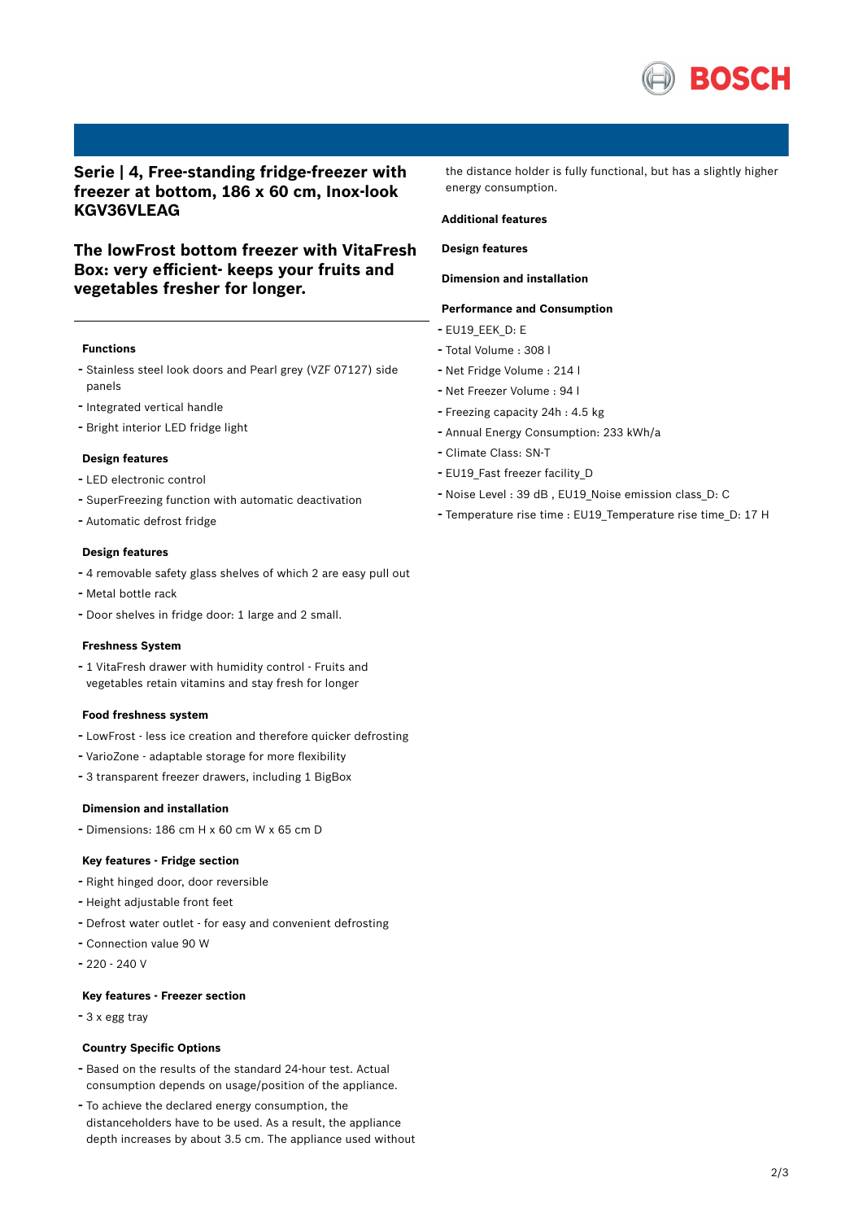## Serie | 4, Free-standing fridge-freezer with freezer at bottom, 186 x 60 cm, Inox-look KGV36VLEAG

## The lowFrost bottom freezer with VitaFresh Box: very efficient- keeps your fruits and vegetables fresher for longer.

#### Functions

- Stainless steel look doors and Pearl grey (VZF 07127) side panels
- Integrated vertical handle
- Bright interior LED fridge light

#### Design features

- LED electronic control
- SuperFreezing function with automatic deactivation
- Automatic defrost fridge

#### Design features

- 4 removable safety glass shelves of which 2 are easy pull out
- Metal bottle rack
- Door shelves in fridge door: 1 large and 2 small.

#### Freshness System

- 1 VitaFresh drawer with humidity control - Fruits and vegetables retain vitamins and stay fresh for longer

#### Food freshness system

- LowFrost - less ice creation and therefore quicker defrosting
- VarioZone - adaptable storage for more flexibility
- 3 transparent freezer drawers, including 1 BigBox

#### Dimension and installation

- Dimensions: 186 cm H x 60 cm W x 65 cm D

#### Key features - Fridge section

- Right hinged door, door reversible
- Height adjustable front feet
- Defrost water outlet - for easy and convenient defrosting
- Connection value 90 W
- 220 - 240 V

#### Key features - Freezer section

- 3 x egg tray

#### Country Specific Options

- Based on the results of the standard 24-hour test. Actual consumption depends on usage/position of the appliance.
- To achieve the declared energy consumption, the distanceholders have to be used. As a result, the appliance depth increases by about 3.5 cm. The appliance used without the distance holder is fully functional, but has a slightly higher energy consumption.

#### Additional features

#### Design features

#### Dimension and installation

#### Performance and Consumption

- EU19_EEK_D: E
- Total Volume : 308 l
- Net Fridge Volume : 214 l
- Net Freezer Volume : 94 l
- Freezing capacity 24h : 4.5 kg
- Annual Energy Consumption: 233 kWh/a
- Climate Class: SN-T
- EU19_Fast freezer facility_D
- Noise Level : 39 dB , EU19_Noise emission class_D: C
- Temperature rise time : EU19_Temperature rise time_D: 17 H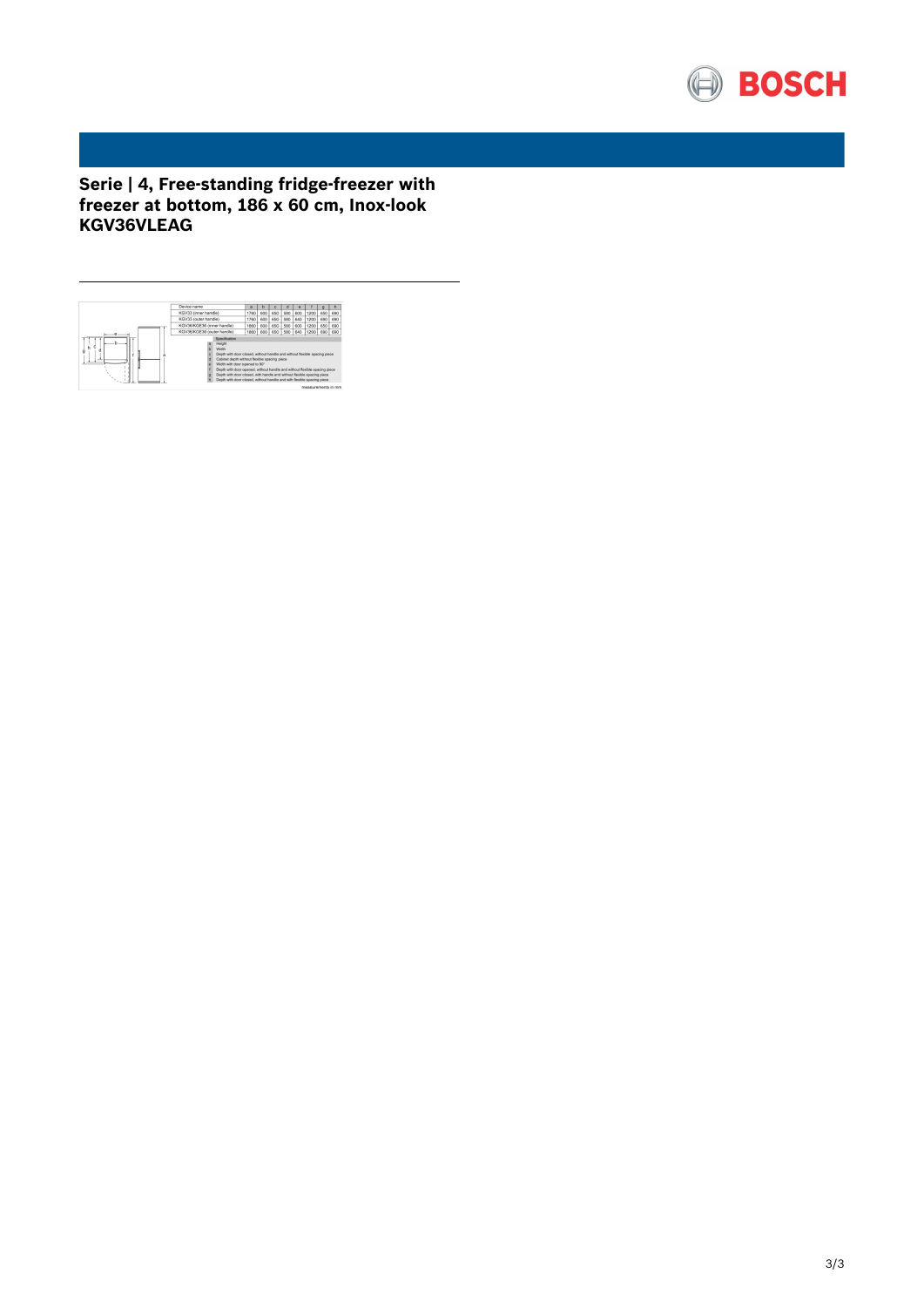**Serie | 4, Free-standing fridge-freezer with freezer at bottom, 186 x 60 cm, Inox-look KGV36VLEAG**

| Device name | a | b | c | d | e | f | g | h |
|---|---|---|---|---|---|---|---|---|
| KGV33 (inner handle) | 1760 | 600 | 650 | 590 | 600 | 1200 | 650 | 690 |
| KGV33 (outer handle) | 1760 | 600 | 650 | 590 | 640 | 1200 | 690 | 690 |
| KGV36/KGE36 (inner handle) | 1860 | 600 | 650 | 590 | 600 | 1200 | 650 | 690 |
| KGV36/KGE36 (outer handle) | 1860 | 600 | 650 | 590 | 640 | 1200 | 690 | 690 |

| | Specification |
|---|---|
| a | Height |
| b | Width |
| c | Depth with door closed, without handle and without flexible spacing piece |
| d | Cabinet depth without flexible spacing piece |
| e | Width with door opened to 90° |
| f | Depth with door opened, without handle and without flexible spacing piece |
| g | Depth with door closed, with handle and without flexible spacing piece |
| h | Depth with door closed, without handle and with flexible spacing piece |

measurements in mm